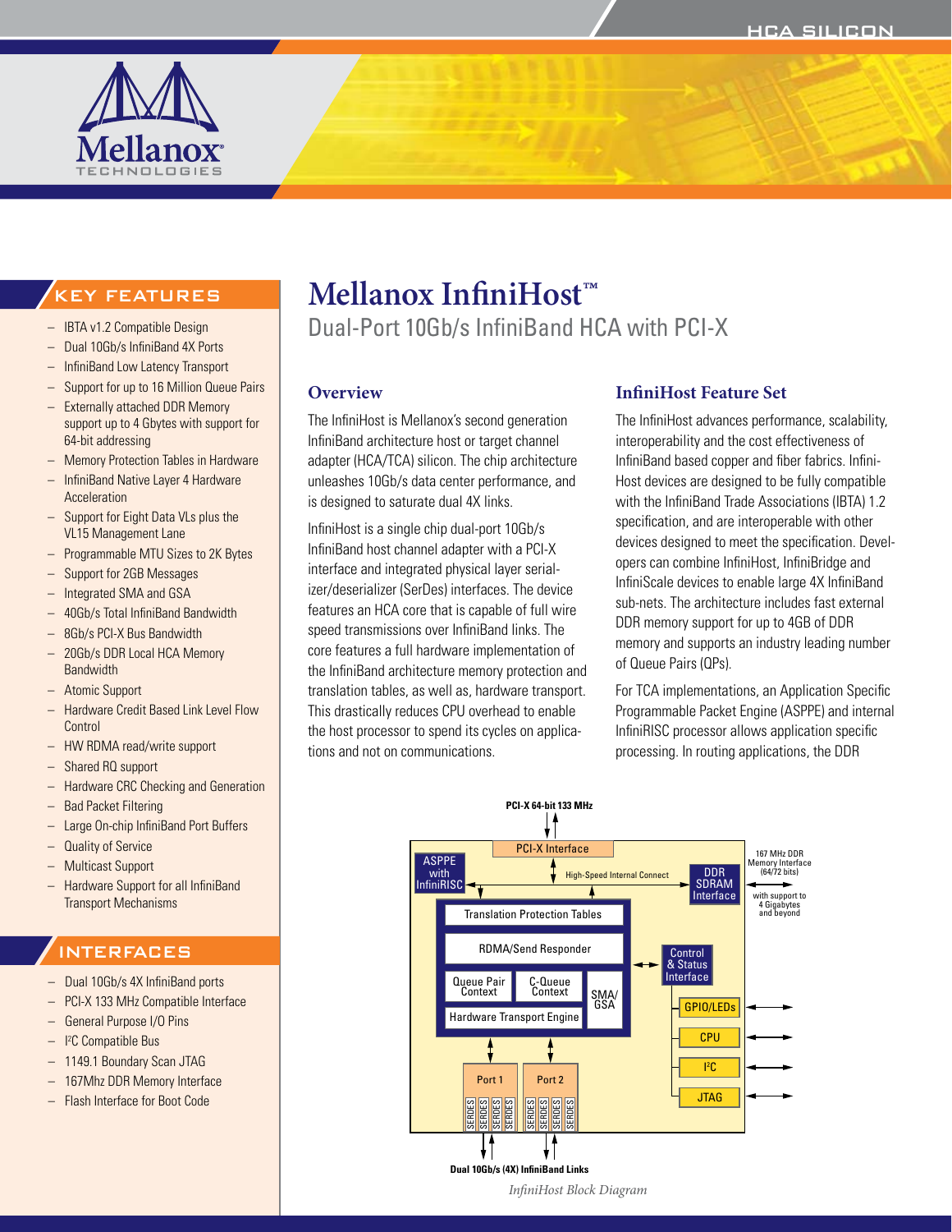# Mellanox InfiniHost™

Dual-Port 10Gb/s InfiniBand HCA with PCI-X

## KEY FEATURES

- IBTA v1.2 Compatible Design
- Dual 10Gb/s InfiniBand 4X Ports
- InfiniBand Low Latency Transport
- Support for up to 16 Million Queue Pairs
- Externally attached DDR Memory support up to 4 Gbytes with support for 64-bit addressing
- Memory Protection Tables in Hardware
- InfiniBand Native Layer 4 Hardware Acceleration
- Support for Eight Data VLs plus the VL15 Management Lane
- Programmable MTU Sizes to 2K Bytes
- Support for 2GB Messages
- Integrated SMA and GSA
- 40Gb/s Total InfiniBand Bandwidth
- 8Gb/s PCI-X Bus Bandwidth
- 20Gb/s DDR Local HCA Memory Bandwidth
- Atomic Support
- Hardware Credit Based Link Level Flow Control
- HW RDMA read/write support
- Shared RQ support
- Hardware CRC Checking and Generation
- Bad Packet Filtering
- Large On-chip InfiniBand Port Buffers
- Quality of Service
- Multicast Support
- Hardware Support for all InfiniBand Transport Mechanisms

## INTERFACES

- Dual 10Gb/s 4X InfiniBand ports
- PCI-X 133 MHz Compatible Interface
- General Purpose I/O Pins
- I²C Compatible Bus
- 1149.1 Boundary Scan JTAG
- 167Mhz DDR Memory Interface
- Flash Interface for Boot Code

## Overview

The InfiniHost is Mellanox's second generation InfiniBand architecture host or target channel adapter (HCA/TCA) silicon. The chip architecture unleashes 10Gb/s data center performance, and is designed to saturate dual 4X links.

InfiniHost is a single chip dual-port 10Gb/s InfiniBand host channel adapter with a PCI-X interface and integrated physical layer serializer/deserializer (SerDes) interfaces. The device features an HCA core that is capable of full wire speed transmissions over InfiniBand links. The core features a full hardware implementation of the InfiniBand architecture memory protection and translation tables, as well as, hardware transport. This drastically reduces CPU overhead to enable the host processor to spend its cycles on applications and not on communications.

## InfiniHost Feature Set

The InfiniHost advances performance, scalability, interoperability and the cost effectiveness of InfiniBand based copper and fiber fabrics. InfiniHost devices are designed to be fully compatible with the InfiniBand Trade Associations (IBTA) 1.2 specification, and are interoperable with other devices designed to meet the specification. Developers can combine InfiniHost, InfiniBridge and InfiniScale devices to enable large 4X InfiniBand sub-nets. The architecture includes fast external DDR memory support for up to 4GB of DDR memory and supports an industry leading number of Queue Pairs (QPs).

For TCA implementations, an Application Specific Programmable Packet Engine (ASPPE) and internal InfiniRISC processor allows application specific processing. In routing applications, the DDR

*InfiniHost Block Diagram*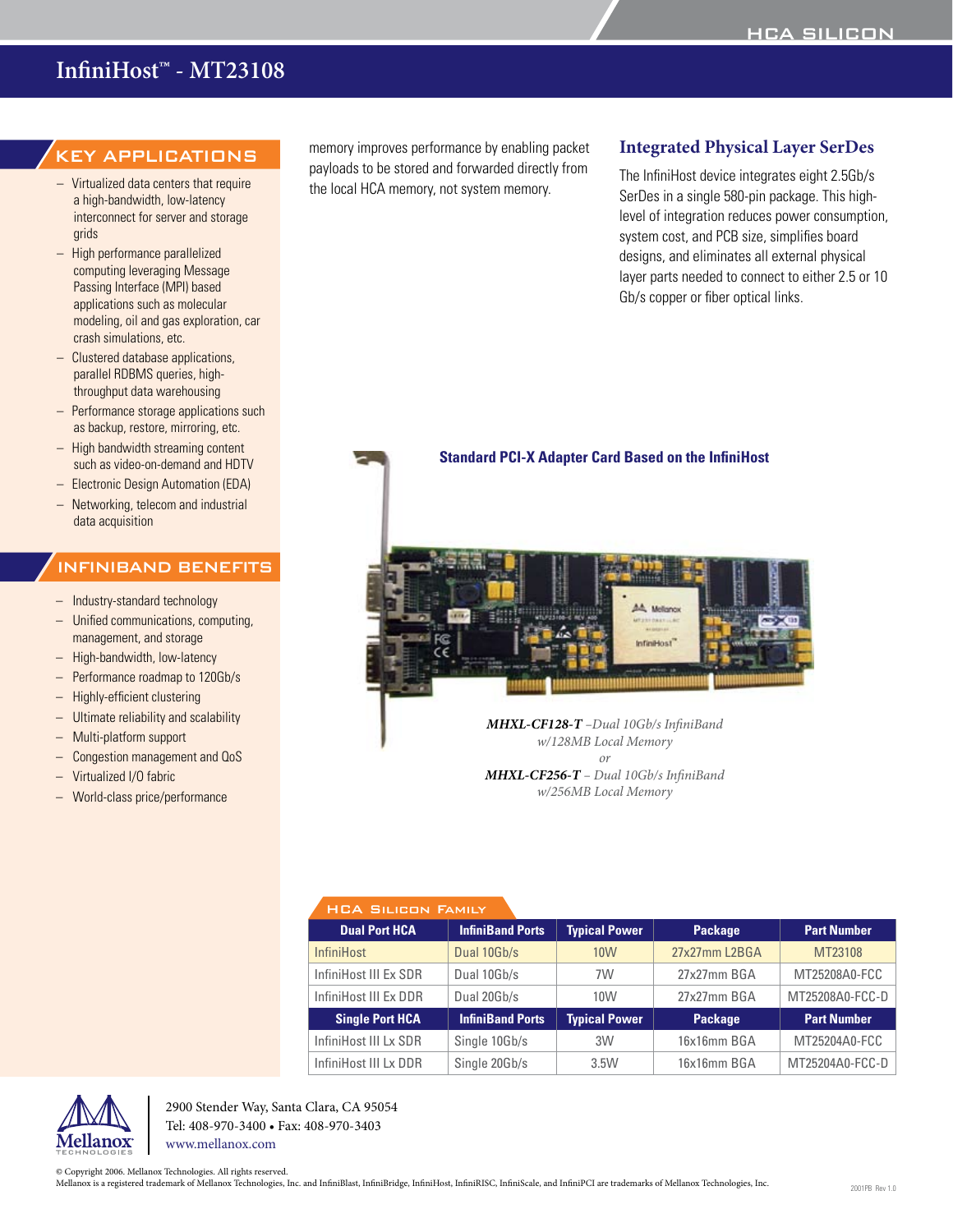# InfiniHost™ - MT23108

## KEY APPLICATIONS

- Virtualized data centers that require a high-bandwidth, low-latency interconnect for server and storage grids
- High performance parallelized computing leveraging Message Passing Interface (MPI) based applications such as molecular modeling, oil and gas exploration, car crash simulations, etc.
- Clustered database applications, parallel RDBMS queries, high-throughput data warehousing
- Performance storage applications such as backup, restore, mirroring, etc.
- High bandwidth streaming content such as video-on-demand and HDTV
- Electronic Design Automation (EDA)
- Networking, telecom and industrial data acquisition

## INFINIBAND BENEFITS

- Industry-standard technology
- Unified communications, computing, management, and storage
- High-bandwidth, low-latency
- Performance roadmap to 120Gb/s
- Highly-efficient clustering
- Ultimate reliability and scalability
- Multi-platform support
- Congestion management and QoS
- Virtualized I/O fabric
- World-class price/performance

memory improves performance by enabling packet payloads to be stored and forwarded directly from the local HCA memory, not system memory.

## Integrated Physical Layer SerDes

The InfiniHost device integrates eight 2.5Gb/s SerDes in a single 580-pin package. This high-level of integration reduces power consumption, system cost, and PCB size, simplifies board designs, and eliminates all external physical layer parts needed to connect to either 2.5 or 10 Gb/s copper or fiber optical links.

**Standard PCI-X Adapter Card Based on the InfiniHost**

***MHXL-CF128-T*** *–Dual 10Gb/s InfiniBand w/128MB Local Memory*

*or*

***MHXL-CF256-T*** *– Dual 10Gb/s InfiniBand w/256MB Local Memory*

## HCA SILICON FAMILY

| Dual Port HCA | InfiniBand Ports | Typical Power | Package | Part Number |
|---|---|---|---|---|
| InfiniHost | Dual 10Gb/s | 10W | 27x27mm L2BGA | MT23108 |
| InfiniHost III Ex SDR | Dual 10Gb/s | 7W | 27x27mm BGA | MT25208A0-FCC |
| InfiniHost III Ex DDR | Dual 20Gb/s | 10W | 27x27mm BGA | MT25208A0-FCC-D |
| **Single Port HCA** | **InfiniBand Ports** | **Typical Power** | **Package** | **Part Number** |
| InfiniHost III Lx SDR | Single 10Gb/s | 3W | 16x16mm BGA | MT25204A0-FCC |
| InfiniHost III Lx DDR | Single 20Gb/s | 3.5W | 16x16mm BGA | MT25204A0-FCC-D |

Mellanox TECHNOLOGIES

2900 Stender Way, Santa Clara, CA 95054
Tel: 408-970-3400 • Fax: 408-970-3403
www.mellanox.com

© Copyright 2006. Mellanox Technologies. All rights reserved.
Mellanox is a registered trademark of Mellanox Technologies, Inc. and InfiniBlast, InfiniBridge, InfiniHost, InfiniRISC, InfiniScale, and InfiniPCI are trademarks of Mellanox Technologies, Inc.

2001PB Rev 1.0